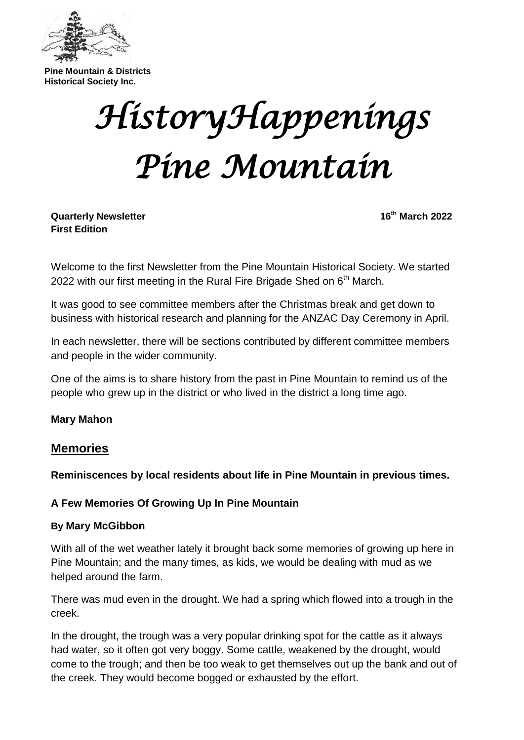**Pine Mountain & Districts Historical Society Inc.**

# *HistoryHappenings Pine Mountain*

**Quarterly Newsletter** **16th March 2022**
**First Edition**

Welcome to the first Newsletter from the Pine Mountain Historical Society. We started 2022 with our first meeting in the Rural Fire Brigade Shed on 6th March.

It was good to see committee members after the Christmas break and get down to business with historical research and planning for the ANZAC Day Ceremony in April.

In each newsletter, there will be sections contributed by different committee members and people in the wider community.

One of the aims is to share history from the past in Pine Mountain to remind us of the people who grew up in the district or who lived in the district a long time ago.

**Mary Mahon**

## Memories

**Reminiscences by local residents about life in Pine Mountain in previous times.**

### A Few Memories Of Growing Up In Pine Mountain

**By Mary McGibbon**

With all of the wet weather lately it brought back some memories of growing up here in Pine Mountain; and the many times, as kids, we would be dealing with mud as we helped around the farm.

There was mud even in the drought. We had a spring which flowed into a trough in the creek.

In the drought, the trough was a very popular drinking spot for the cattle as it always had water, so it often got very boggy. Some cattle, weakened by the drought, would come to the trough; and then be too weak to get themselves out up the bank and out of the creek. They would become bogged or exhausted by the effort.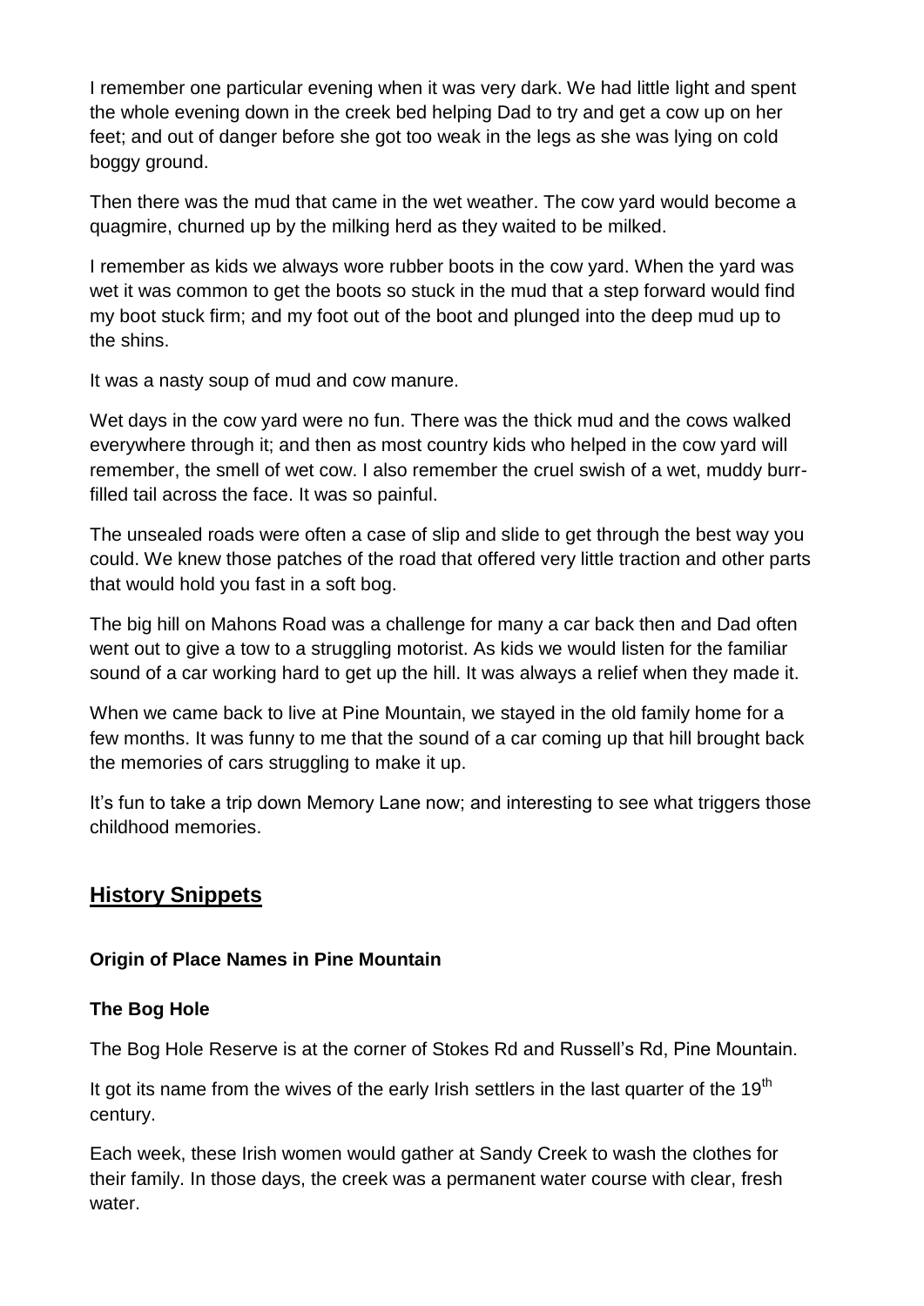I remember one particular evening when it was very dark. We had little light and spent the whole evening down in the creek bed helping Dad to try and get a cow up on her feet; and out of danger before she got too weak in the legs as she was lying on cold boggy ground.

Then there was the mud that came in the wet weather. The cow yard would become a quagmire, churned up by the milking herd as they waited to be milked.

I remember as kids we always wore rubber boots in the cow yard. When the yard was wet it was common to get the boots so stuck in the mud that a step forward would find my boot stuck firm; and my foot out of the boot and plunged into the deep mud up to the shins.

It was a nasty soup of mud and cow manure.

Wet days in the cow yard were no fun. There was the thick mud and the cows walked everywhere through it; and then as most country kids who helped in the cow yard will remember, the smell of wet cow. I also remember the cruel swish of a wet, muddy burr-filled tail across the face. It was so painful.

The unsealed roads were often a case of slip and slide to get through the best way you could. We knew those patches of the road that offered very little traction and other parts that would hold you fast in a soft bog.

The big hill on Mahons Road was a challenge for many a car back then and Dad often went out to give a tow to a struggling motorist. As kids we would listen for the familiar sound of a car working hard to get up the hill. It was always a relief when they made it.

When we came back to live at Pine Mountain, we stayed in the old family home for a few months. It was funny to me that the sound of a car coming up that hill brought back the memories of cars struggling to make it up.

It's fun to take a trip down Memory Lane now; and interesting to see what triggers those childhood memories.

## History Snippets

### Origin of Place Names in Pine Mountain

### The Bog Hole

The Bog Hole Reserve is at the corner of Stokes Rd and Russell's Rd, Pine Mountain.

It got its name from the wives of the early Irish settlers in the last quarter of the 19th century.

Each week, these Irish women would gather at Sandy Creek to wash the clothes for their family. In those days, the creek was a permanent water course with clear, fresh water.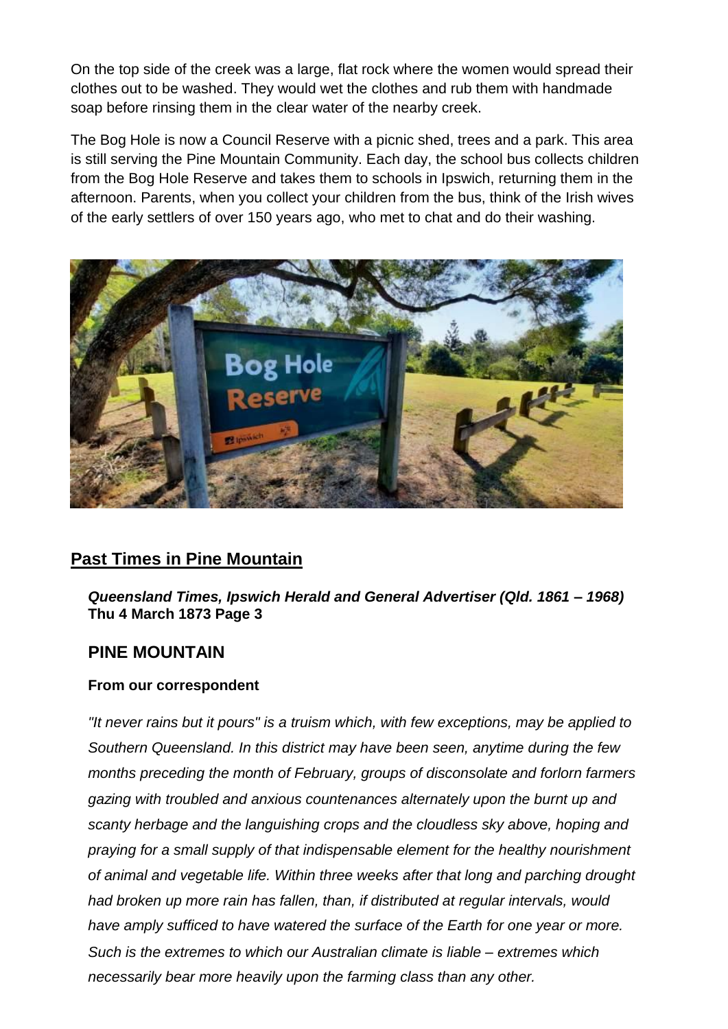On the top side of the creek was a large, flat rock where the women would spread their clothes out to be washed. They would wet the clothes and rub them with handmade soap before rinsing them in the clear water of the nearby creek.

The Bog Hole is now a Council Reserve with a picnic shed, trees and a park. This area is still serving the Pine Mountain Community. Each day, the school bus collects children from the Bog Hole Reserve and takes them to schools in Ipswich, returning them in the afternoon. Parents, when you collect your children from the bus, think of the Irish wives of the early settlers of over 150 years ago, who met to chat and do their washing.

## Past Times in Pine Mountain

***Queensland Times, Ipswich Herald and General Advertiser (Qld. 1861 – 1968)***
**Thu 4 March 1873 Page 3**

### PINE MOUNTAIN

**From our correspondent**

*"It never rains but it pours" is a truism which, with few exceptions, may be applied to Southern Queensland. In this district may have been seen, anytime during the few months preceding the month of February, groups of disconsolate and forlorn farmers gazing with troubled and anxious countenances alternately upon the burnt up and scanty herbage and the languishing crops and the cloudless sky above, hoping and praying for a small supply of that indispensable element for the healthy nourishment of animal and vegetable life. Within three weeks after that long and parching drought had broken up more rain has fallen, than, if distributed at regular intervals, would have amply sufficed to have watered the surface of the Earth for one year or more. Such is the extremes to which our Australian climate is liable – extremes which necessarily bear more heavily upon the farming class than any other.*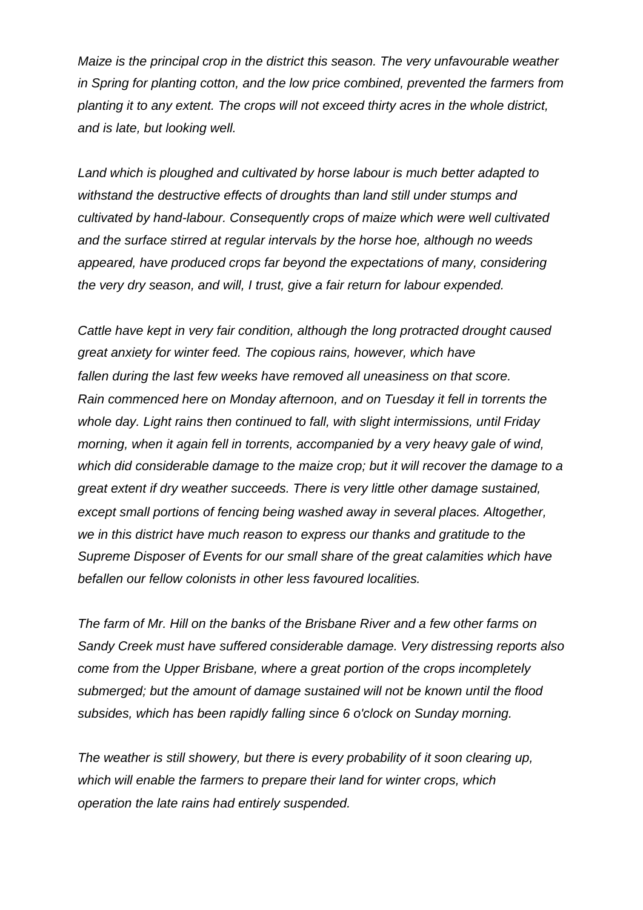*Maize is the principal crop in the district this season. The very unfavourable weather in Spring for planting cotton, and the low price combined, prevented the farmers from planting it to any extent. The crops will not exceed thirty acres in the whole district, and is late, but looking well.*

*Land which is ploughed and cultivated by horse labour is much better adapted to withstand the destructive effects of droughts than land still under stumps and cultivated by hand-labour. Consequently crops of maize which were well cultivated and the surface stirred at regular intervals by the horse hoe, although no weeds appeared, have produced crops far beyond the expectations of many, considering the very dry season, and will, I trust, give a fair return for labour expended.*

*Cattle have kept in very fair condition, although the long protracted drought caused great anxiety for winter feed. The copious rains, however, which have fallen during the last few weeks have removed all uneasiness on that score. Rain commenced here on Monday afternoon, and on Tuesday it fell in torrents the whole day. Light rains then continued to fall, with slight intermissions, until Friday morning, when it again fell in torrents, accompanied by a very heavy gale of wind, which did considerable damage to the maize crop; but it will recover the damage to a great extent if dry weather succeeds. There is very little other damage sustained, except small portions of fencing being washed away in several places. Altogether, we in this district have much reason to express our thanks and gratitude to the Supreme Disposer of Events for our small share of the great calamities which have befallen our fellow colonists in other less favoured localities.*

*The farm of Mr. Hill on the banks of the Brisbane River and a few other farms on Sandy Creek must have suffered considerable damage. Very distressing reports also come from the Upper Brisbane, where a great portion of the crops incompletely submerged; but the amount of damage sustained will not be known until the flood subsides, which has been rapidly falling since 6 o'clock on Sunday morning.*

*The weather is still showery, but there is every probability of it soon clearing up, which will enable the farmers to prepare their land for winter crops, which operation the late rains had entirely suspended.*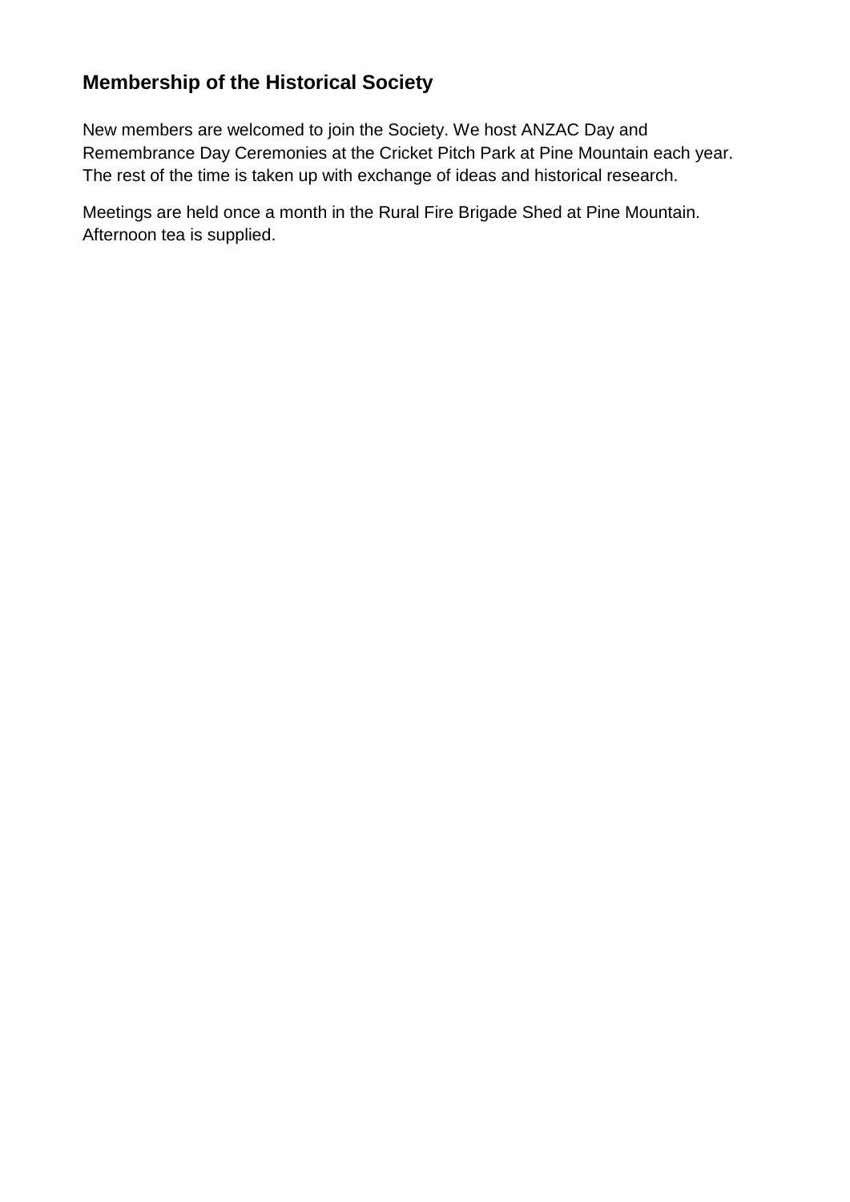## Membership of the Historical Society

New members are welcomed to join the Society. We host ANZAC Day and Remembrance Day Ceremonies at the Cricket Pitch Park at Pine Mountain each year. The rest of the time is taken up with exchange of ideas and historical research.

Meetings are held once a month in the Rural Fire Brigade Shed at Pine Mountain. Afternoon tea is supplied.